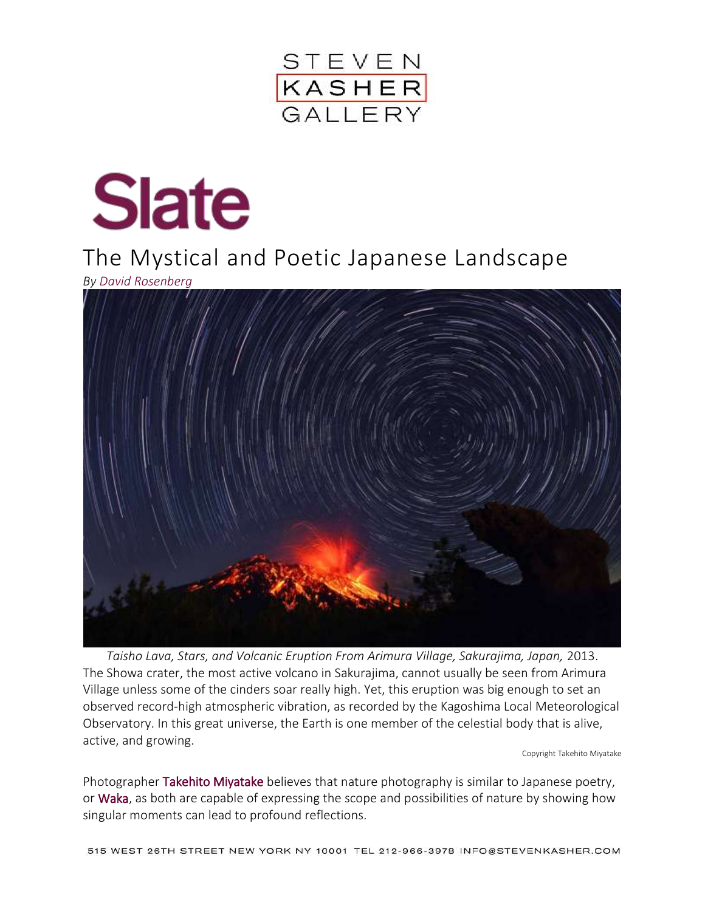STEVEN KASHER GALLERY

Slate

# The Mystical and Poetic Japanese Landscape

*By David Rosenberg*

*Taisho Lava, Stars, and Volcanic Eruption From Arimura Village, Sakurajima, Japan,* 2013. The Showa crater, the most active volcano in Sakurajima, cannot usually be seen from Arimura Village unless some of the cinders soar really high. Yet, this eruption was big enough to set an observed record-high atmospheric vibration, as recorded by the Kagoshima Local Meteorological Observatory. In this great universe, the Earth is one member of the celestial body that is alive, active, and growing.

Copyright Takehito Miyatake

Photographer Takehito Miyatake believes that nature photography is similar to Japanese poetry, or Waka, as both are capable of expressing the scope and possibilities of nature by showing how singular moments can lead to profound reflections.

515 WEST 26TH STREET NEW YORK NY 10001 TEL 212-966-3978 INFO@STEVENKASHER.COM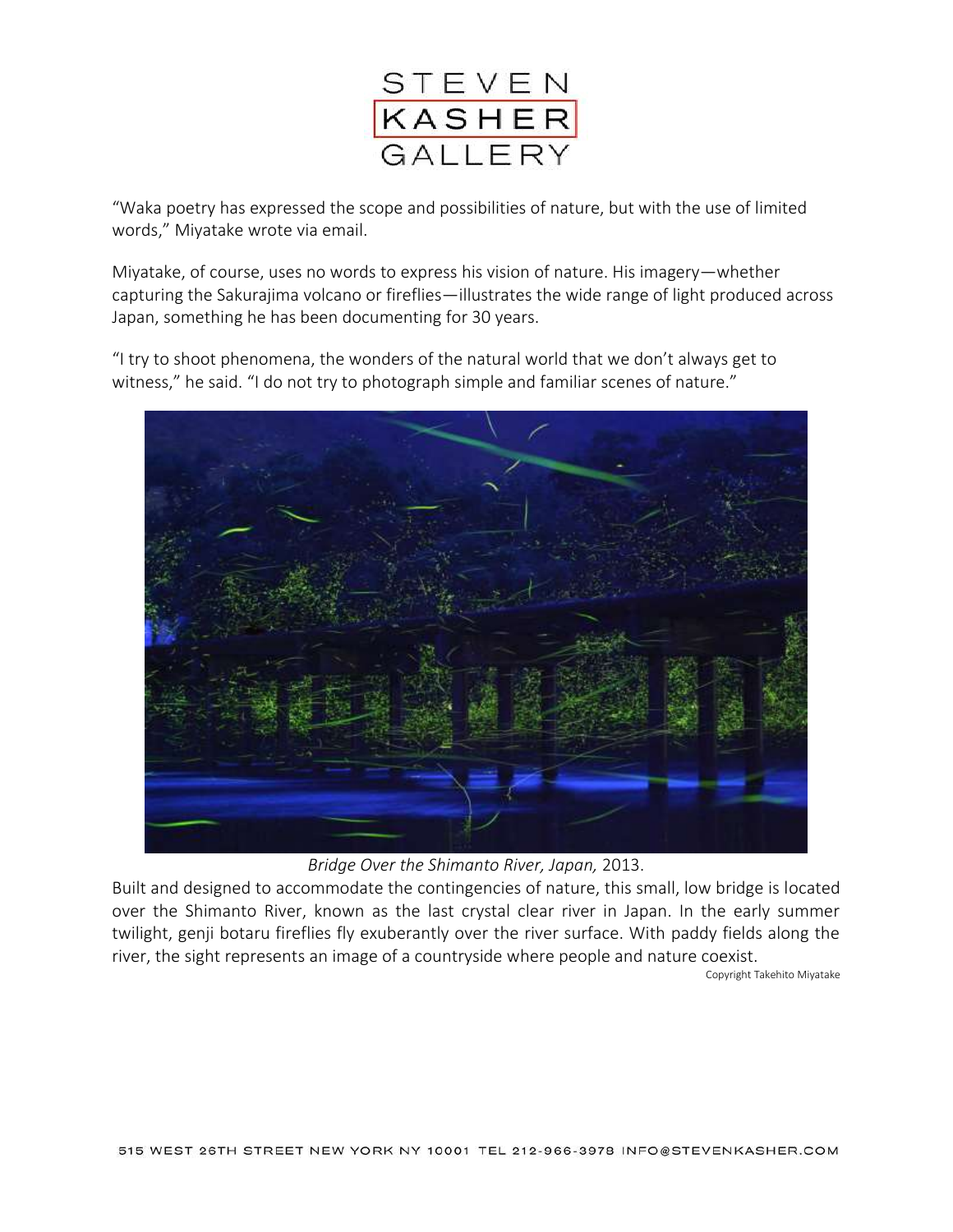"Waka poetry has expressed the scope and possibilities of nature, but with the use of limited words," Miyatake wrote via email.

Miyatake, of course, uses no words to express his vision of nature. His imagery—whether capturing the Sakurajima volcano or fireflies—illustrates the wide range of light produced across Japan, something he has been documenting for 30 years.

"I try to shoot phenomena, the wonders of the natural world that we don't always get to witness," he said. "I do not try to photograph simple and familiar scenes of nature."

*Bridge Over the Shimanto River, Japan,* 2013.

Built and designed to accommodate the contingencies of nature, this small, low bridge is located over the Shimanto River, known as the last crystal clear river in Japan. In the early summer twilight, genji botaru fireflies fly exuberantly over the river surface. With paddy fields along the river, the sight represents an image of a countryside where people and nature coexist.

Copyright Takehito Miyatake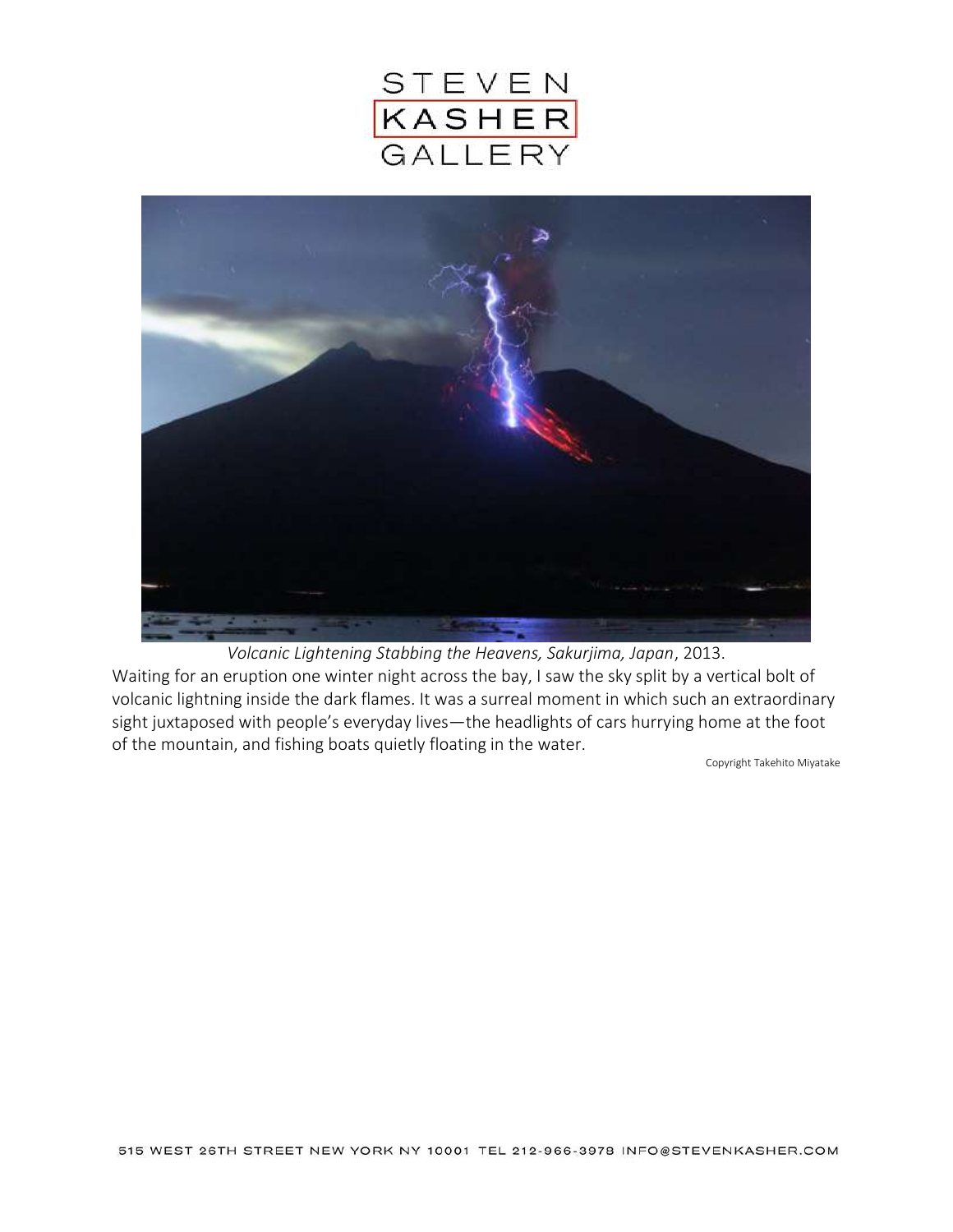*Volcanic Lightening Stabbing the Heavens, Sakurjima, Japan*, 2013.

Waiting for an eruption one winter night across the bay, I saw the sky split by a vertical bolt of volcanic lightning inside the dark flames. It was a surreal moment in which such an extraordinary sight juxtaposed with people's everyday lives—the headlights of cars hurrying home at the foot of the mountain, and fishing boats quietly floating in the water.

Copyright Takehito Miyatake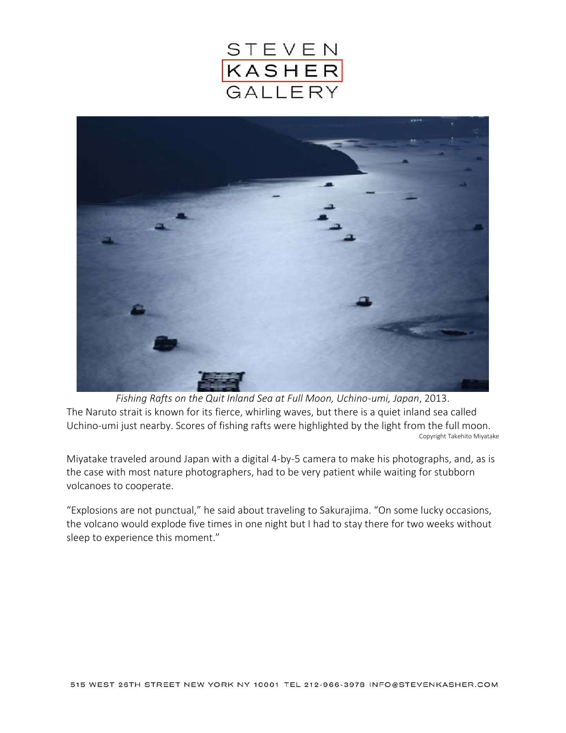*Fishing Rafts on the Quit Inland Sea at Full Moon, Uchino-umi, Japan*, 2013.

The Naruto strait is known for its fierce, whirling waves, but there is a quiet inland sea called Uchino-umi just nearby. Scores of fishing rafts were highlighted by the light from the full moon.

Copyright Takehito Miyatake

Miyatake traveled around Japan with a digital 4-by-5 camera to make his photographs, and, as is the case with most nature photographers, had to be very patient while waiting for stubborn volcanoes to cooperate.

"Explosions are not punctual," he said about traveling to Sakurajima. "On some lucky occasions, the volcano would explode five times in one night but I had to stay there for two weeks without sleep to experience this moment."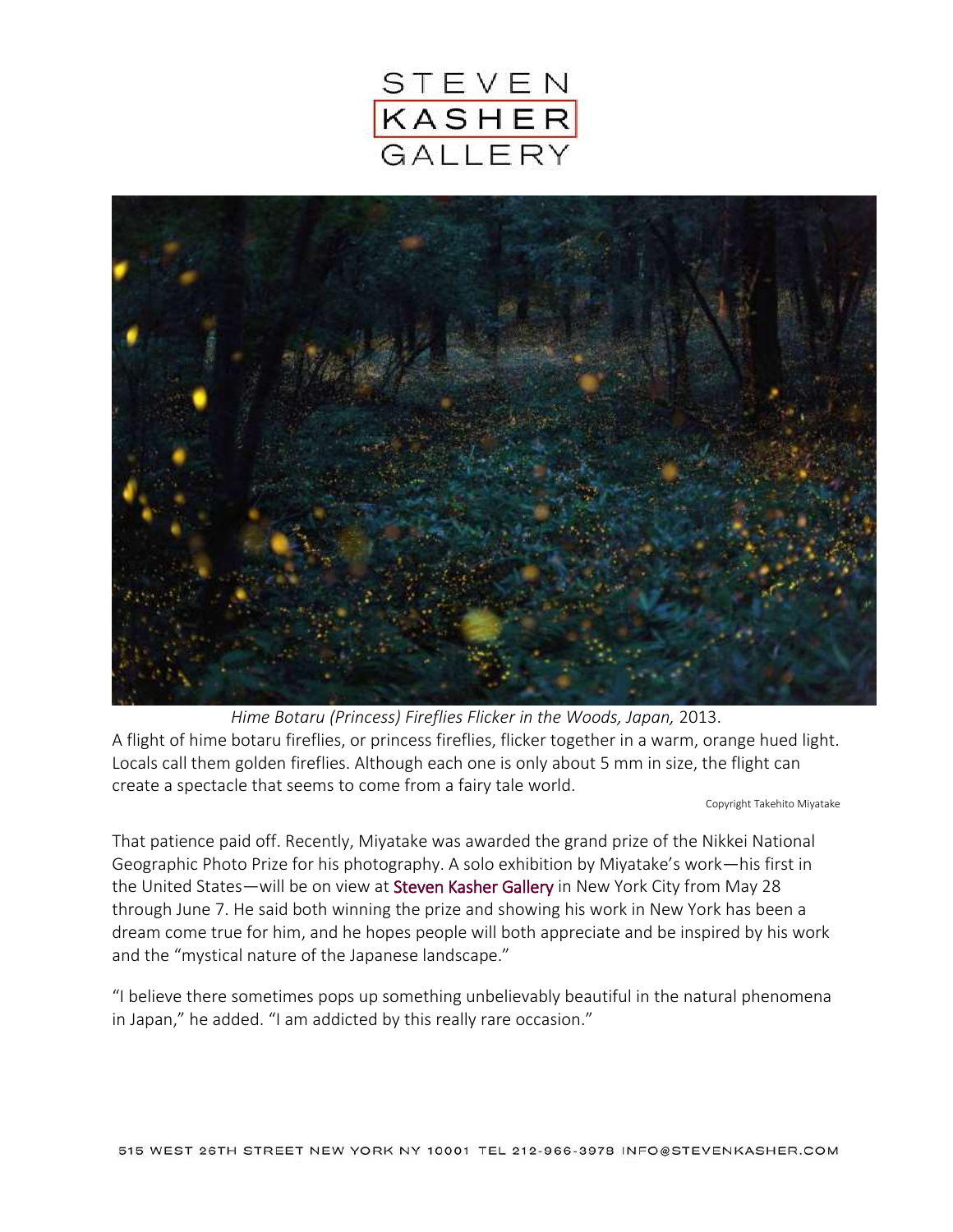*Hime Botaru (Princess) Fireflies Flicker in the Woods, Japan,* 2013.
A flight of hime botaru fireflies, or princess fireflies, flicker together in a warm, orange hued light. Locals call them golden fireflies. Although each one is only about 5 mm in size, the flight can create a spectacle that seems to come from a fairy tale world.

Copyright Takehito Miyatake

That patience paid off. Recently, Miyatake was awarded the grand prize of the Nikkei National Geographic Photo Prize for his photography. A solo exhibition by Miyatake's work—his first in the United States—will be on view at Steven Kasher Gallery in New York City from May 28 through June 7. He said both winning the prize and showing his work in New York has been a dream come true for him, and he hopes people will both appreciate and be inspired by his work and the "mystical nature of the Japanese landscape."

"I believe there sometimes pops up something unbelievably beautiful in the natural phenomena in Japan," he added. "I am addicted by this really rare occasion."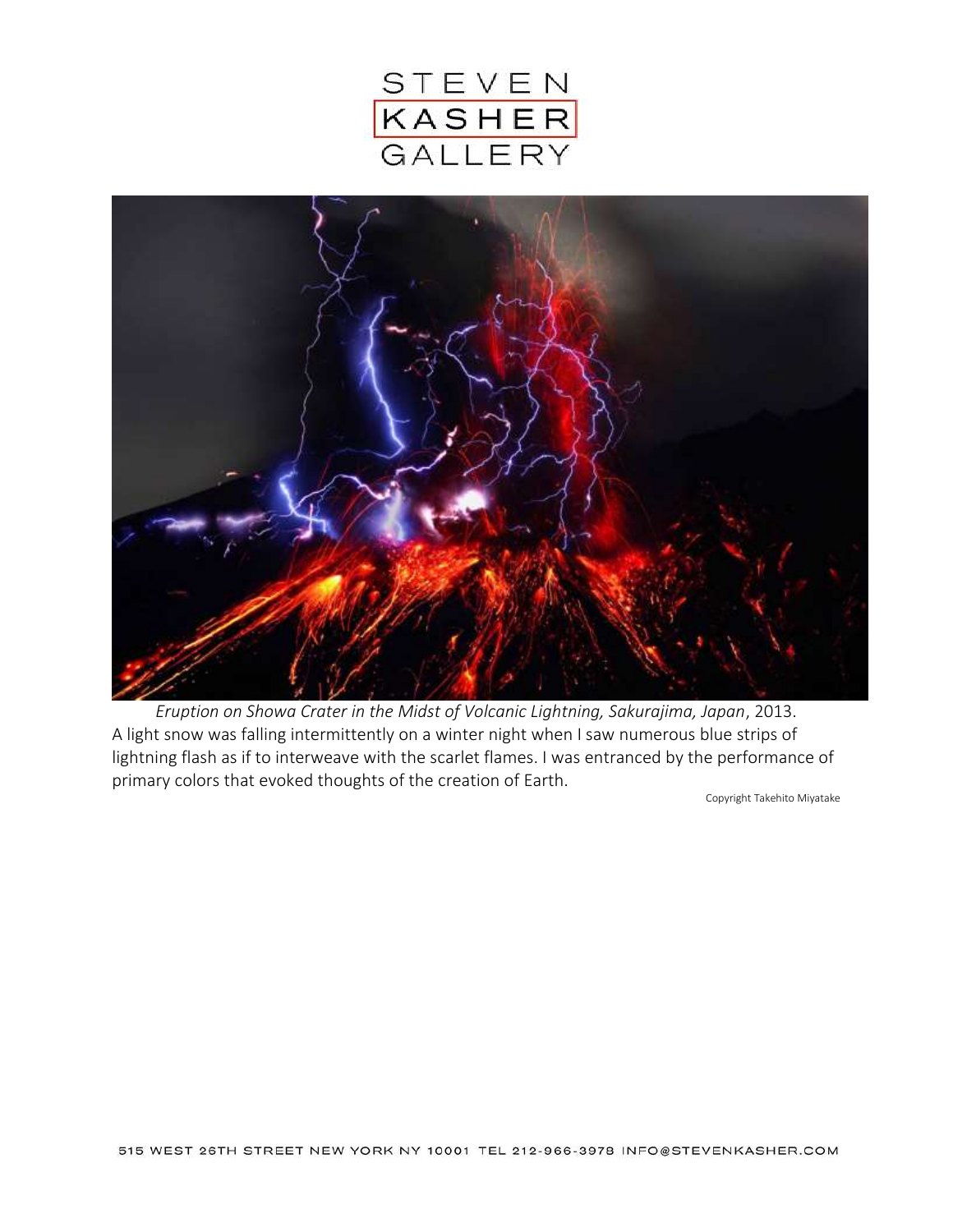*Eruption on Showa Crater in the Midst of Volcanic Lightning, Sakurajima, Japan*, 2013.
A light snow was falling intermittently on a winter night when I saw numerous blue strips of lightning flash as if to interweave with the scarlet flames. I was entranced by the performance of primary colors that evoked thoughts of the creation of Earth.

Copyright Takehito Miyatake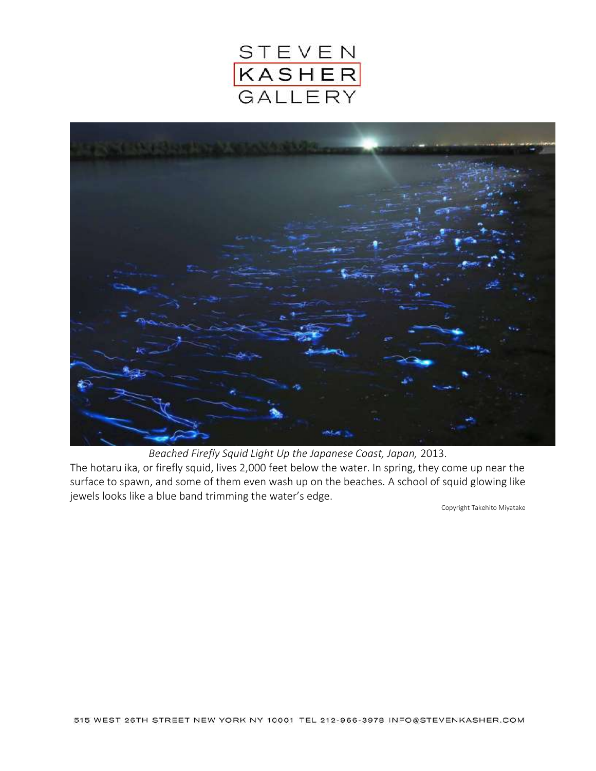*Beached Firefly Squid Light Up the Japanese Coast, Japan,* 2013.

The hotaru ika, or firefly squid, lives 2,000 feet below the water. In spring, they come up near the surface to spawn, and some of them even wash up on the beaches. A school of squid glowing like jewels looks like a blue band trimming the water's edge.

Copyright Takehito Miyatake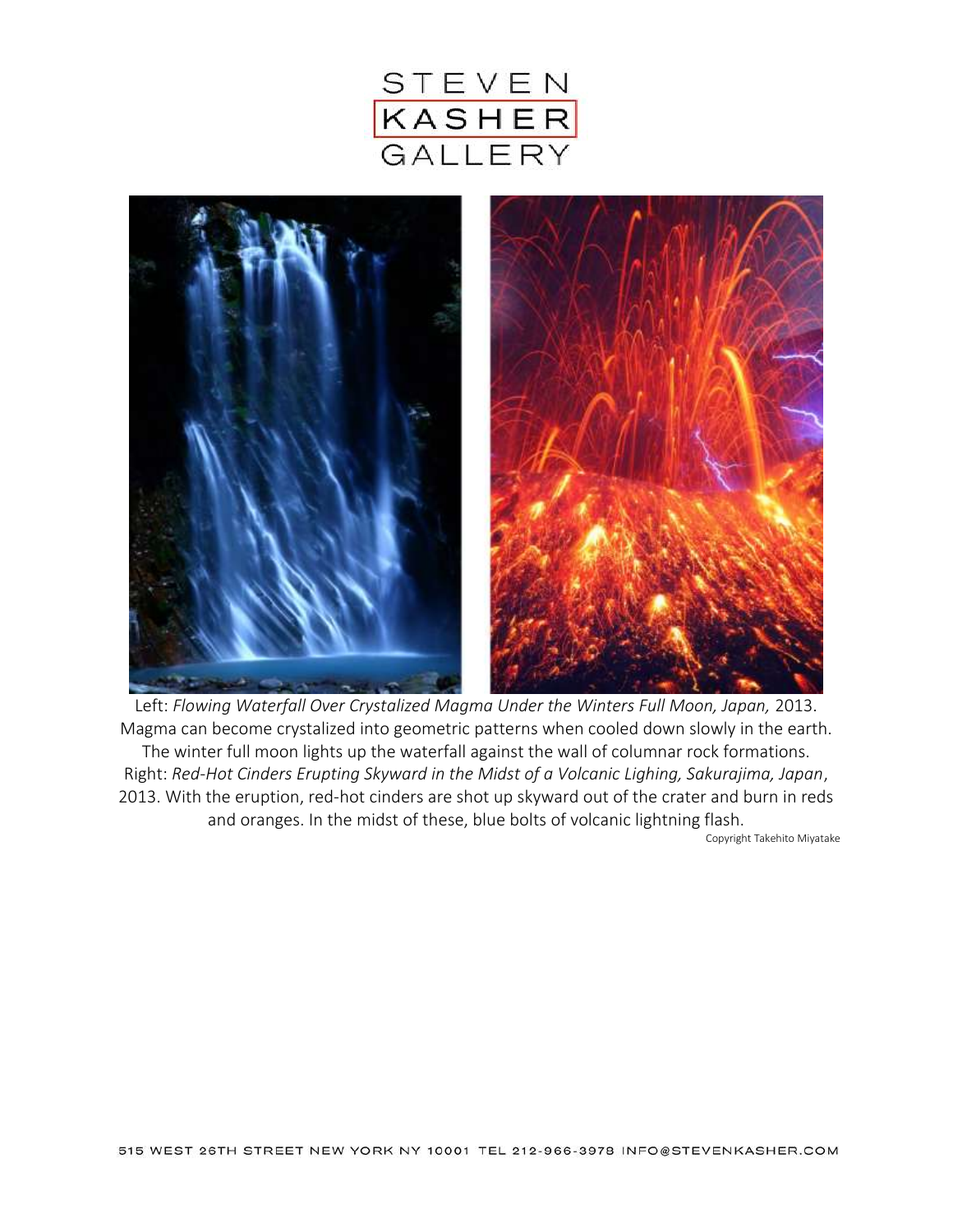STEVEN KASHER GALLERY

Left: *Flowing Waterfall Over Crystalized Magma Under the Winters Full Moon, Japan,* 2013. Magma can become crystalized into geometric patterns when cooled down slowly in the earth. The winter full moon lights up the waterfall against the wall of columnar rock formations.
Right: *Red-Hot Cinders Erupting Skyward in the Midst of a Volcanic Lighing, Sakurajima, Japan*, 2013. With the eruption, red-hot cinders are shot up skyward out of the crater and burn in reds and oranges. In the midst of these, blue bolts of volcanic lightning flash.

Copyright Takehito Miyatake

515 WEST 26TH STREET NEW YORK NY 10001 TEL 212-966-3978 INFO@STEVENKASHER.COM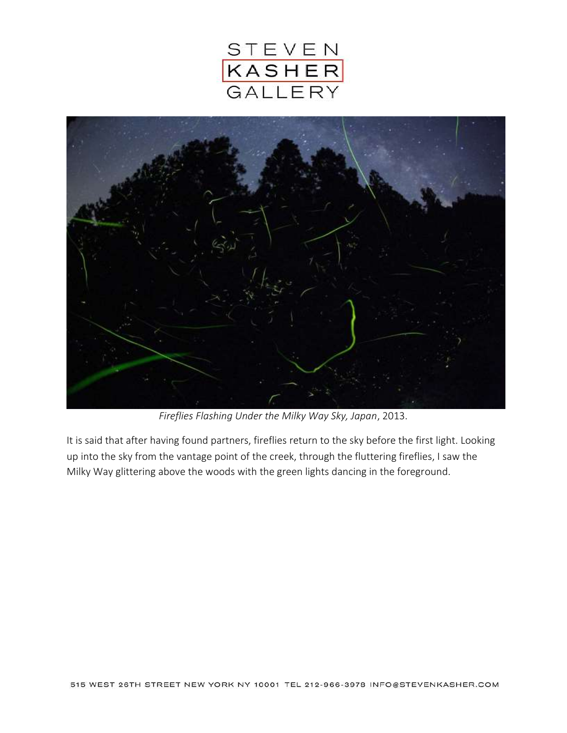*Fireflies Flashing Under the Milky Way Sky, Japan*, 2013.

It is said that after having found partners, fireflies return to the sky before the first light. Looking up into the sky from the vantage point of the creek, through the fluttering fireflies, I saw the Milky Way glittering above the woods with the green lights dancing in the foreground.